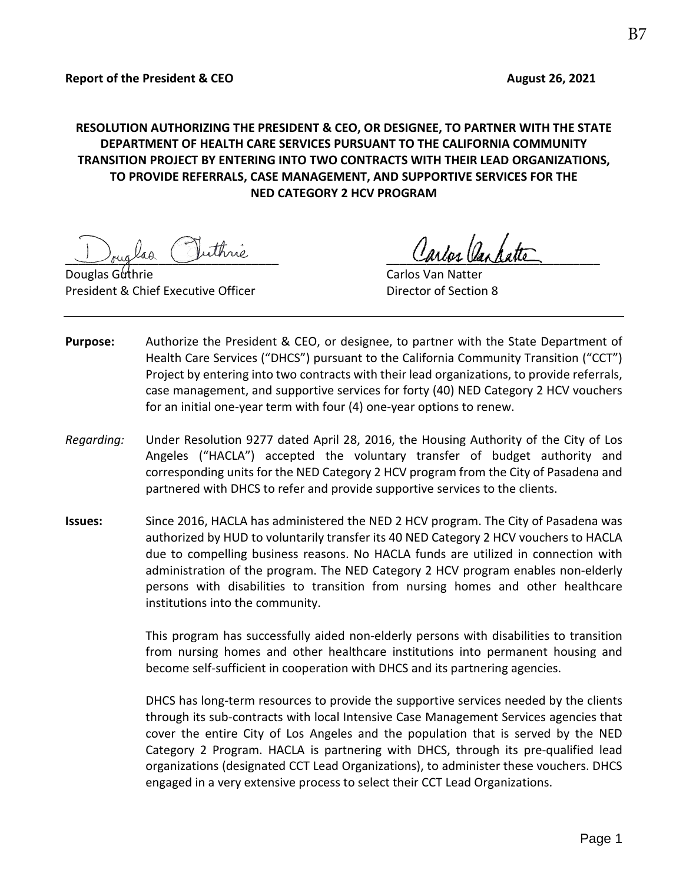B7

**Report of the President & CEO** **August 26, 2021**

**RESOLUTION AUTHORIZING THE PRESIDENT & CEO, OR DESIGNEE, TO PARTNER WITH THE STATE DEPARTMENT OF HEALTH CARE SERVICES PURSUANT TO THE CALIFORNIA COMMUNITY TRANSITION PROJECT BY ENTERING INTO TWO CONTRACTS WITH THEIR LEAD ORGANIZATIONS, TO PROVIDE REFERRALS, CASE MANAGEMENT, AND SUPPORTIVE SERVICES FOR THE NED CATEGORY 2 HCV PROGRAM**

Douglas Guthrie
President & Chief Executive Officer

Carlos Van Natter
Director of Section 8

---

**Purpose:** Authorize the President & CEO, or designee, to partner with the State Department of Health Care Services ("DHCS") pursuant to the California Community Transition ("CCT") Project by entering into two contracts with their lead organizations, to provide referrals, case management, and supportive services for forty (40) NED Category 2 HCV vouchers for an initial one-year term with four (4) one-year options to renew.

*Regarding:* Under Resolution 9277 dated April 28, 2016, the Housing Authority of the City of Los Angeles ("HACLA") accepted the voluntary transfer of budget authority and corresponding units for the NED Category 2 HCV program from the City of Pasadena and partnered with DHCS to refer and provide supportive services to the clients.

**Issues:** Since 2016, HACLA has administered the NED 2 HCV program. The City of Pasadena was authorized by HUD to voluntarily transfer its 40 NED Category 2 HCV vouchers to HACLA due to compelling business reasons. No HACLA funds are utilized in connection with administration of the program. The NED Category 2 HCV program enables non-elderly persons with disabilities to transition from nursing homes and other healthcare institutions into the community.

This program has successfully aided non-elderly persons with disabilities to transition from nursing homes and other healthcare institutions into permanent housing and become self-sufficient in cooperation with DHCS and its partnering agencies.

DHCS has long-term resources to provide the supportive services needed by the clients through its sub-contracts with local Intensive Case Management Services agencies that cover the entire City of Los Angeles and the population that is served by the NED Category 2 Program. HACLA is partnering with DHCS, through its pre-qualified lead organizations (designated CCT Lead Organizations), to administer these vouchers. DHCS engaged in a very extensive process to select their CCT Lead Organizations.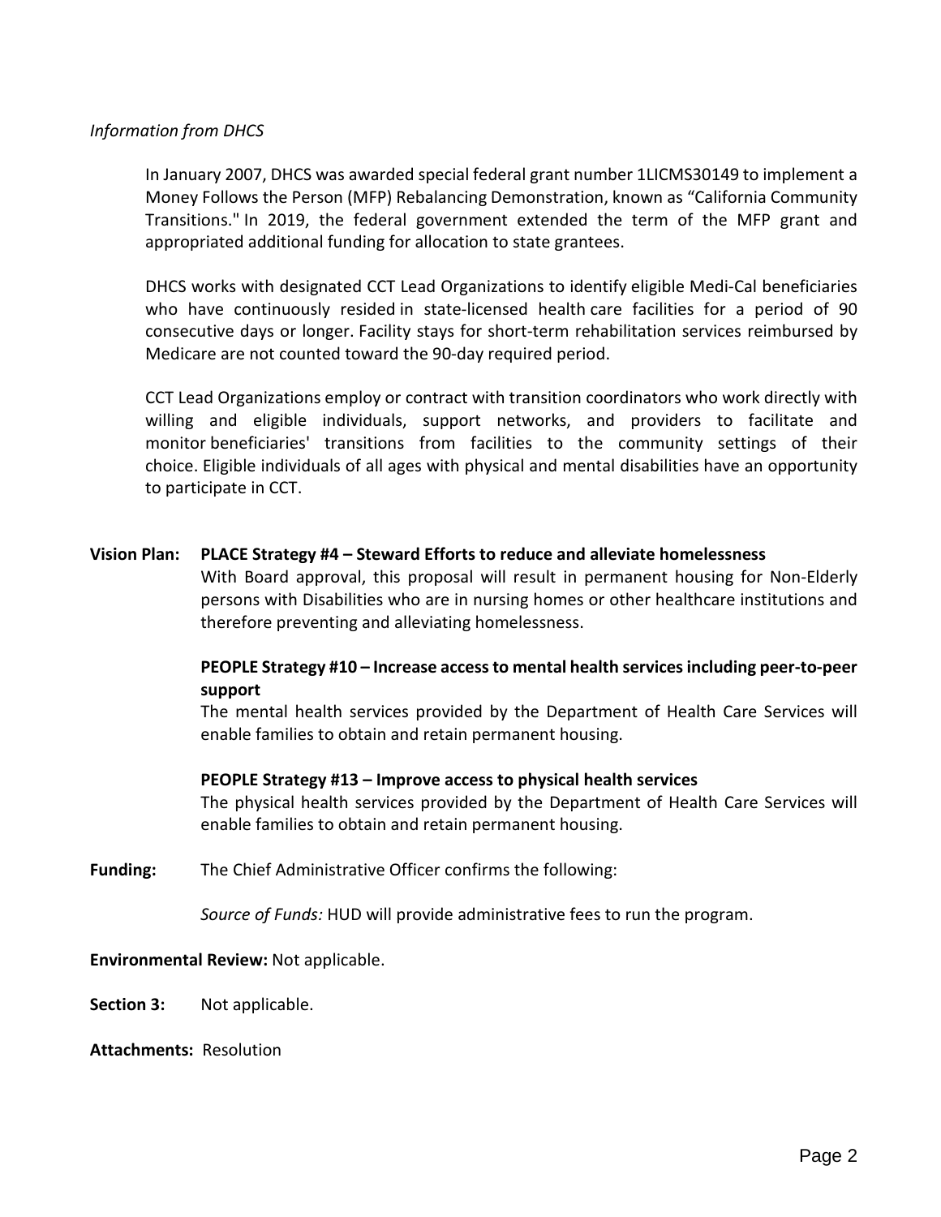*Information from DHCS*

In January 2007, DHCS was awarded special federal grant number 1LICMS30149 to implement a Money Follows the Person (MFP) Rebalancing Demonstration, known as "California Community Transitions." In 2019, the federal government extended the term of the MFP grant and appropriated additional funding for allocation to state grantees.

DHCS works with designated CCT Lead Organizations to identify eligible Medi-Cal beneficiaries who have continuously resided in state-licensed health care facilities for a period of 90 consecutive days or longer. Facility stays for short-term rehabilitation services reimbursed by Medicare are not counted toward the 90-day required period.

CCT Lead Organizations employ or contract with transition coordinators who work directly with willing and eligible individuals, support networks, and providers to facilitate and monitor beneficiaries' transitions from facilities to the community settings of their choice. Eligible individuals of all ages with physical and mental disabilities have an opportunity to participate in CCT.

**Vision Plan:** **PLACE Strategy #4 – Steward Efforts to reduce and alleviate homelessness**

With Board approval, this proposal will result in permanent housing for Non-Elderly persons with Disabilities who are in nursing homes or other healthcare institutions and therefore preventing and alleviating homelessness.

**PEOPLE Strategy #10 – Increase access to mental health services including peer-to-peer support**

The mental health services provided by the Department of Health Care Services will enable families to obtain and retain permanent housing.

**PEOPLE Strategy #13 – Improve access to physical health services**

The physical health services provided by the Department of Health Care Services will enable families to obtain and retain permanent housing.

**Funding:** The Chief Administrative Officer confirms the following:

*Source of Funds:* HUD will provide administrative fees to run the program.

**Environmental Review:** Not applicable.

**Section 3:** Not applicable.

**Attachments:** Resolution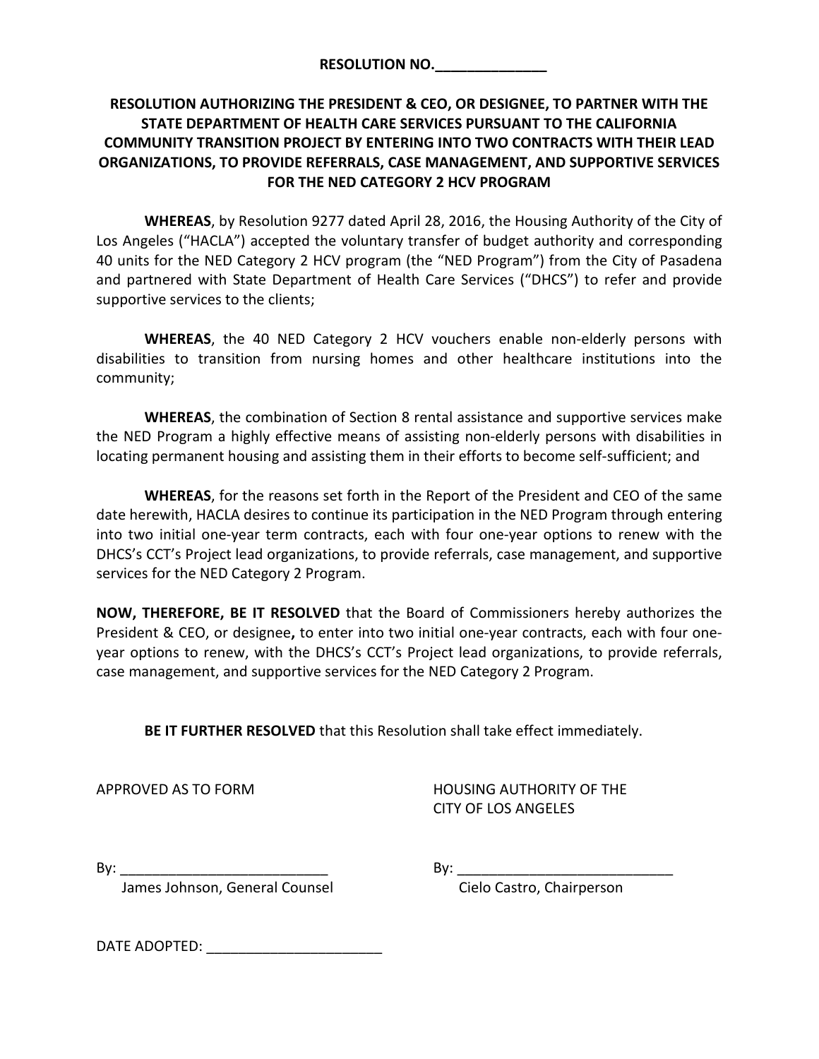**RESOLUTION NO.______________**

**RESOLUTION AUTHORIZING THE PRESIDENT & CEO, OR DESIGNEE, TO PARTNER WITH THE STATE DEPARTMENT OF HEALTH CARE SERVICES PURSUANT TO THE CALIFORNIA COMMUNITY TRANSITION PROJECT BY ENTERING INTO TWO CONTRACTS WITH THEIR LEAD ORGANIZATIONS, TO PROVIDE REFERRALS, CASE MANAGEMENT, AND SUPPORTIVE SERVICES FOR THE NED CATEGORY 2 HCV PROGRAM**

**WHEREAS**, by Resolution 9277 dated April 28, 2016, the Housing Authority of the City of Los Angeles ("HACLA") accepted the voluntary transfer of budget authority and corresponding 40 units for the NED Category 2 HCV program (the "NED Program") from the City of Pasadena and partnered with State Department of Health Care Services ("DHCS") to refer and provide supportive services to the clients;

**WHEREAS**, the 40 NED Category 2 HCV vouchers enable non-elderly persons with disabilities to transition from nursing homes and other healthcare institutions into the community;

**WHEREAS**, the combination of Section 8 rental assistance and supportive services make the NED Program a highly effective means of assisting non-elderly persons with disabilities in locating permanent housing and assisting them in their efforts to become self-sufficient; and

**WHEREAS**, for the reasons set forth in the Report of the President and CEO of the same date herewith, HACLA desires to continue its participation in the NED Program through entering into two initial one-year term contracts, each with four one-year options to renew with the DHCS's CCT's Project lead organizations, to provide referrals, case management, and supportive services for the NED Category 2 Program.

**NOW, THEREFORE, BE IT RESOLVED** that the Board of Commissioners hereby authorizes the President & CEO, or designee**,** to enter into two initial one-year contracts, each with four one-year options to renew, with the DHCS's CCT's Project lead organizations, to provide referrals, case management, and supportive services for the NED Category 2 Program.

**BE IT FURTHER RESOLVED** that this Resolution shall take effect immediately.

APPROVED AS TO FORM

By: ___________________________
James Johnson, General Counsel

HOUSING AUTHORITY OF THE CITY OF LOS ANGELES

By: ____________________________
Cielo Castro, Chairperson

DATE ADOPTED: ______________________